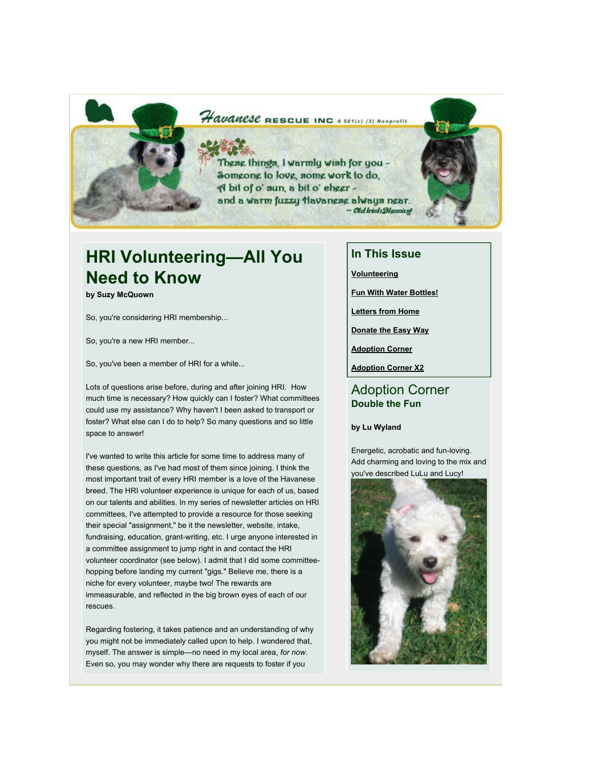Havanese RESCUE INC A 501(c) (3) Nonprofit

These things, I warmly wish for you -
Someone to love, some work to do,
A bit of o' sun, a bit o' cheer -
and a warm fuzzy Havanese always near.
~ Old Irish Blessing

# HRI Volunteering—All You Need to Know

**by Suzy McQuown**

So, you're considering HRI membership...

So, you're a new HRI member...

So, you've been a member of HRI for a while...

Lots of questions arise before, during and after joining HRI. How much time is necessary? How quickly can I foster? What committees could use my assistance? Why haven't I been asked to transport or foster? What else can I do to help? So many questions and so little space to answer!

I've wanted to write this article for some time to address many of these questions, as I've had most of them since joining. I think the most important trait of every HRI member is a love of the Havanese breed. The HRI volunteer experience is unique for each of us, based on our talents and abilities. In my series of newsletter articles on HRI committees, I've attempted to provide a resource for those seeking their special "assignment," be it the newsletter, website, intake, fundraising, education, grant-writing, etc. I urge anyone interested in a committee assignment to jump right in and contact the HRI volunteer coordinator (see below). I admit that I did some committee-hopping before landing my current "gigs." Believe me, there is a niche for every volunteer, maybe two! The rewards are immeasurable, and reflected in the big brown eyes of each of our rescues.

Regarding fostering, it takes patience and an understanding of why you might not be immediately called upon to help. I wondered that, myself. The answer is simple—no need in my local area, *for now*. Even so, you may wonder why there are requests to foster if you

## In This Issue

**Volunteering**

**Fun With Water Bottles!**

**Letters from Home**

**Donate the Easy Way**

**Adoption Corner**

**Adoption Corner X2**

## Adoption Corner

### Double the Fun

**by Lu Wyland**

Energetic, acrobatic and fun-loving. Add charming and loving to the mix and you've described LuLu and Lucy!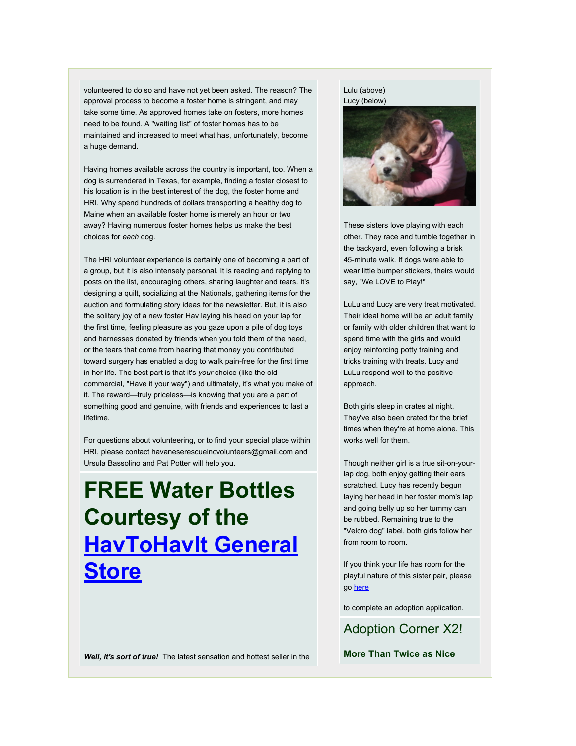volunteered to do so and have not yet been asked. The reason? The approval process to become a foster home is stringent, and may take some time. As approved homes take on fosters, more homes need to be found. A "waiting list" of foster homes has to be maintained and increased to meet what has, unfortunately, become a huge demand.

Having homes available across the country is important, too. When a dog is surrendered in Texas, for example, finding a foster closest to his location is in the best interest of the dog, the foster home and HRI. Why spend hundreds of dollars transporting a healthy dog to Maine when an available foster home is merely an hour or two away? Having numerous foster homes helps us make the best choices for *each* dog.

The HRI volunteer experience is certainly one of becoming a part of a group, but it is also intensely personal. It is reading and replying to posts on the list, encouraging others, sharing laughter and tears. It's designing a quilt, socializing at the Nationals, gathering items for the auction and formulating story ideas for the newsletter. But, it is also the solitary joy of a new foster Hav laying his head on your lap for the first time, feeling pleasure as you gaze upon a pile of dog toys and harnesses donated by friends when you told them of the need, or the tears that come from hearing that money you contributed toward surgery has enabled a dog to walk pain-free for the first time in her life. The best part is that it's *your* choice (like the old commercial, "Have it your way") and ultimately, it's what you make of it. The reward—truly priceless—is knowing that you are a part of something good and genuine, with friends and experiences to last a lifetime.

For questions about volunteering, or to find your special place within HRI, please contact havaneserescueincvolunteers@gmail.com and Ursula Bassolino and Pat Potter will help you.

# FREE Water Bottles Courtesy of the [HavToHavIt General Store]()

***Well, it's sort of true!*** The latest sensation and hottest seller in the

Lulu (above)
Lucy (below)

These sisters love playing with each other. They race and tumble together in the backyard, even following a brisk 45-minute walk. If dogs were able to wear little bumper stickers, theirs would say, "We LOVE to Play!"

LuLu and Lucy are very treat motivated. Their ideal home will be an adult family or family with older children that want to spend time with the girls and would enjoy reinforcing potty training and tricks training with treats. Lucy and LuLu respond well to the positive approach.

Both girls sleep in crates at night. They've also been crated for the brief times when they're at home alone. This works well for them.

Though neither girl is a true sit-on-your-lap dog, both enjoy getting their ears scratched. Lucy has recently begun laying her head in her foster mom's lap and going belly up so her tummy can be rubbed. Remaining true to the "Velcro dog" label, both girls follow her from room to room.

If you think your life has room for the playful nature of this sister pair, please go [here]()

to complete an adoption application.

## Adoption Corner X2!

**More Than Twice as Nice**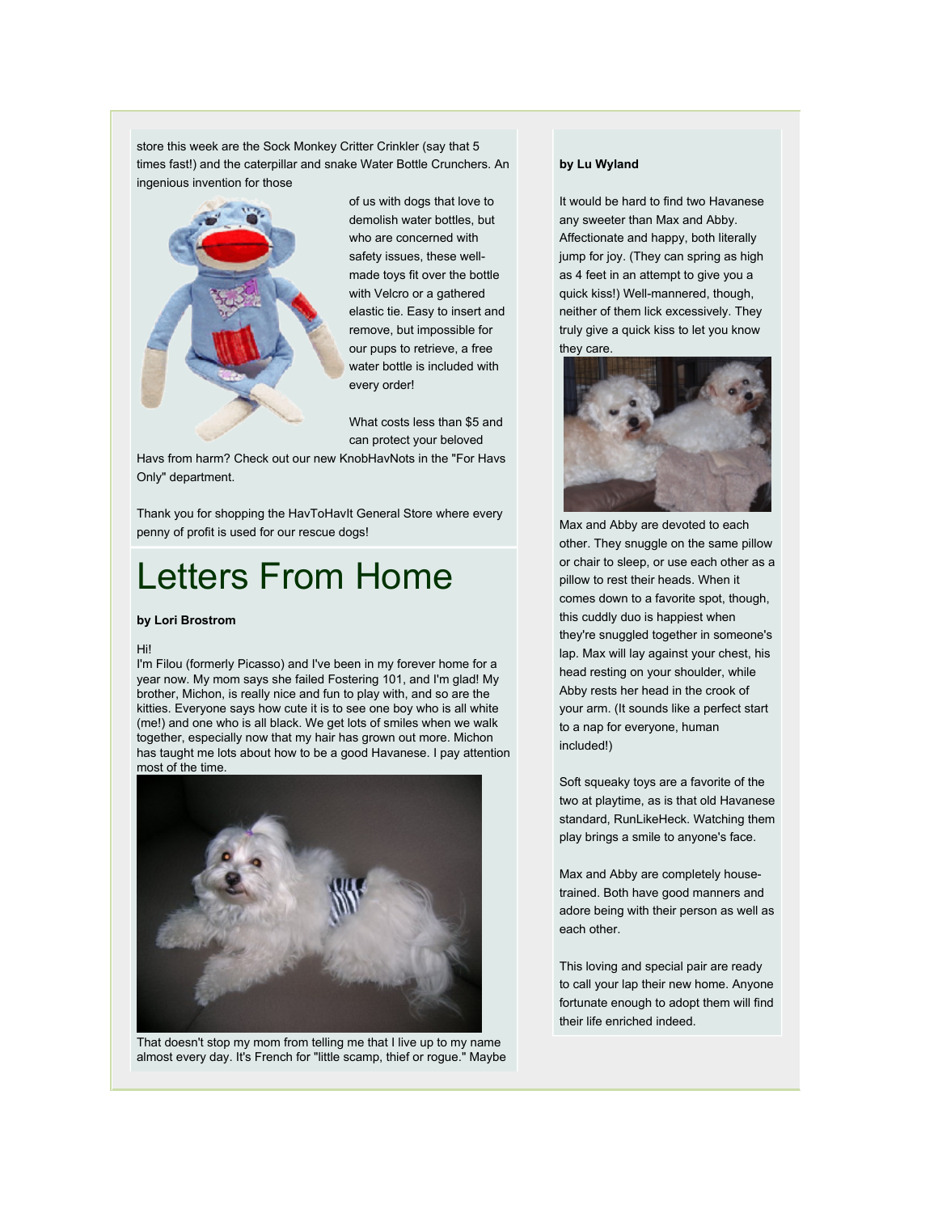store this week are the Sock Monkey Critter Crinkler (say that 5 times fast!) and the caterpillar and snake Water Bottle Crunchers. An ingenious invention for those of us with dogs that love to demolish water bottles, but who are concerned with safety issues, these well-made toys fit over the bottle with Velcro or a gathered elastic tie. Easy to insert and remove, but impossible for our pups to retrieve, a free water bottle is included with every order!

What costs less than $5 and can protect your beloved Havs from harm? Check out our new KnobHavNots in the "For Havs Only" department.

Thank you for shopping the HavToHavIt General Store where every penny of profit is used for our rescue dogs!

# Letters From Home

**by Lori Brostrom**

Hi!
I'm Filou (formerly Picasso) and I've been in my forever home for a year now. My mom says she failed Fostering 101, and I'm glad! My brother, Michon, is really nice and fun to play with, and so are the kitties. Everyone says how cute it is to see one boy who is all white (me!) and one who is all black. We get lots of smiles when we walk together, especially now that my hair has grown out more. Michon has taught me lots about how to be a good Havanese. I pay attention most of the time.

That doesn't stop my mom from telling me that I live up to my name almost every day. It's French for "little scamp, thief or rogue." Maybe

**by Lu Wyland**

It would be hard to find two Havanese any sweeter than Max and Abby. Affectionate and happy, both literally jump for joy. (They can spring as high as 4 feet in an attempt to give you a quick kiss!) Well-mannered, though, neither of them lick excessively. They truly give a quick kiss to let you know they care.

Max and Abby are devoted to each other. They snuggle on the same pillow or chair to sleep, or use each other as a pillow to rest their heads. When it comes down to a favorite spot, though, this cuddly duo is happiest when they're snuggled together in someone's lap. Max will lay against your chest, his head resting on your shoulder, while Abby rests her head in the crook of your arm. (It sounds like a perfect start to a nap for everyone, human included!)

Soft squeaky toys are a favorite of the two at playtime, as is that old Havanese standard, RunLikeHeck. Watching them play brings a smile to anyone's face.

Max and Abby are completely house-trained. Both have good manners and adore being with their person as well as each other.

This loving and special pair are ready to call your lap their new home. Anyone fortunate enough to adopt them will find their life enriched indeed.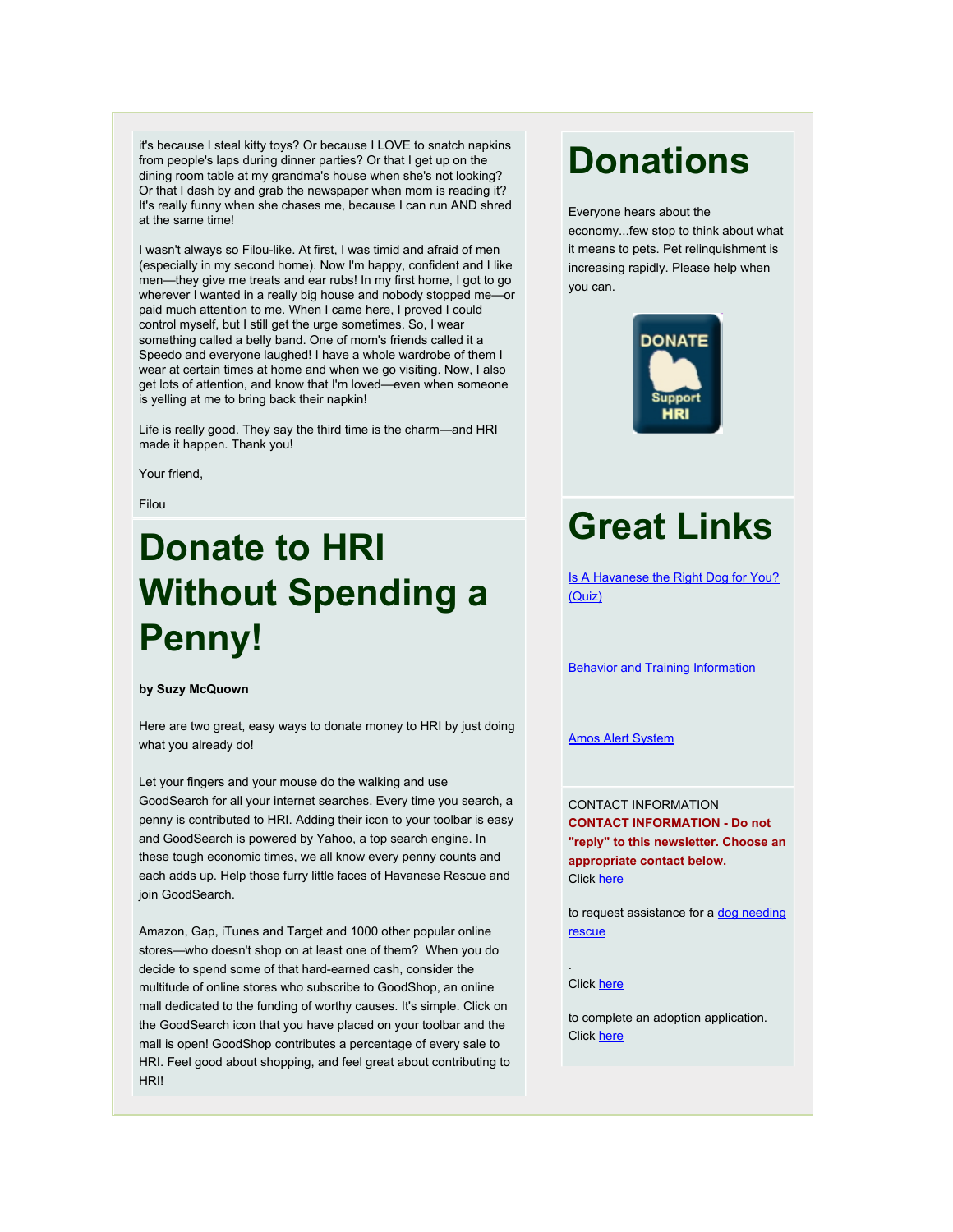it's because I steal kitty toys? Or because I LOVE to snatch napkins from people's laps during dinner parties? Or that I get up on the dining room table at my grandma's house when she's not looking? Or that I dash by and grab the newspaper when mom is reading it? It's really funny when she chases me, because I can run AND shred at the same time!

I wasn't always so Filou-like. At first, I was timid and afraid of men (especially in my second home). Now I'm happy, confident and I like men—they give me treats and ear rubs! In my first home, I got to go wherever I wanted in a really big house and nobody stopped me—or paid much attention to me. When I came here, I proved I could control myself, but I still get the urge sometimes. So, I wear something called a belly band. One of mom's friends called it a Speedo and everyone laughed! I have a whole wardrobe of them I wear at certain times at home and when we go visiting. Now, I also get lots of attention, and know that I'm loved—even when someone is yelling at me to bring back their napkin!

Life is really good. They say the third time is the charm—and HRI made it happen. Thank you!

Your friend,

Filou

# Donate to HRI Without Spending a Penny!

**by Suzy McQuown**

Here are two great, easy ways to donate money to HRI by just doing what you already do!

Let your fingers and your mouse do the walking and use GoodSearch for all your internet searches. Every time you search, a penny is contributed to HRI. Adding their icon to your toolbar is easy and GoodSearch is powered by Yahoo, a top search engine. In these tough economic times, we all know every penny counts and each adds up. Help those furry little faces of Havanese Rescue and join GoodSearch.

Amazon, Gap, iTunes and Target and 1000 other popular online stores—who doesn't shop on at least one of them? When you do decide to spend some of that hard-earned cash, consider the multitude of online stores who subscribe to GoodShop, an online mall dedicated to the funding of worthy causes. It's simple. Click on the GoodSearch icon that you have placed on your toolbar and the mall is open! GoodShop contributes a percentage of every sale to HRI. Feel good about shopping, and feel great about contributing to HRI!

# Donations

Everyone hears about the economy...few stop to think about what it means to pets. Pet relinquishment is increasing rapidly. Please help when you can.

DONATE Support HRI

# Great Links

Is A Havanese the Right Dog for You? (Quiz)

Behavior and Training Information

Amos Alert System

CONTACT INFORMATION

**CONTACT INFORMATION - Do not "reply" to this newsletter. Choose an appropriate contact below.**

Click here

to request assistance for a dog needing rescue

.

Click here

to complete an adoption application.

Click here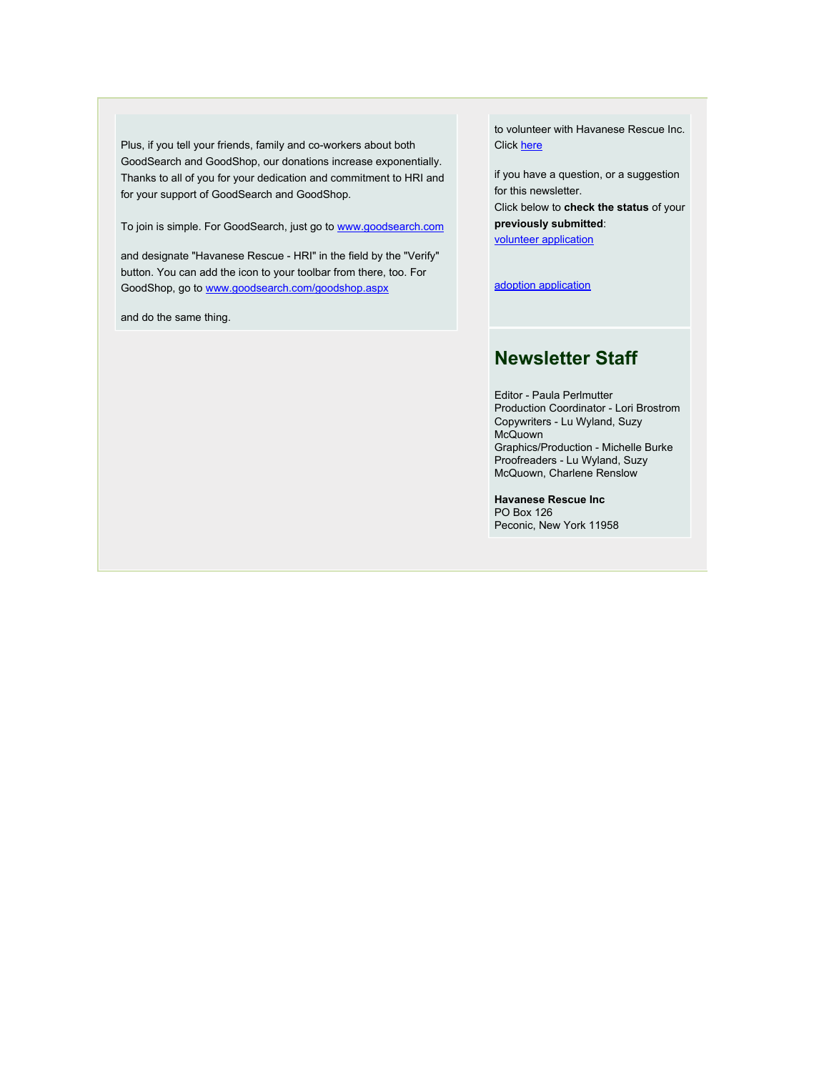Plus, if you tell your friends, family and co-workers about both GoodSearch and GoodShop, our donations increase exponentially. Thanks to all of you for your dedication and commitment to HRI and for your support of GoodSearch and GoodShop.

To join is simple. For GoodSearch, just go to www.goodsearch.com

and designate "Havanese Rescue - HRI" in the field by the "Verify" button. You can add the icon to your toolbar from there, too. For GoodShop, go to www.goodsearch.com/goodshop.aspx

and do the same thing.

to volunteer with Havanese Rescue Inc.
Click here

if you have a question, or a suggestion for this newsletter.
Click below to **check the status** of your **previously submitted**:
volunteer application

adoption application

## Newsletter Staff

Editor - Paula Perlmutter
Production Coordinator - Lori Brostrom
Copywriters - Lu Wyland, Suzy McQuown
Graphics/Production - Michelle Burke
Proofreaders - Lu Wyland, Suzy McQuown, Charlene Renslow

**Havanese Rescue Inc**
PO Box 126
Peconic, New York 11958